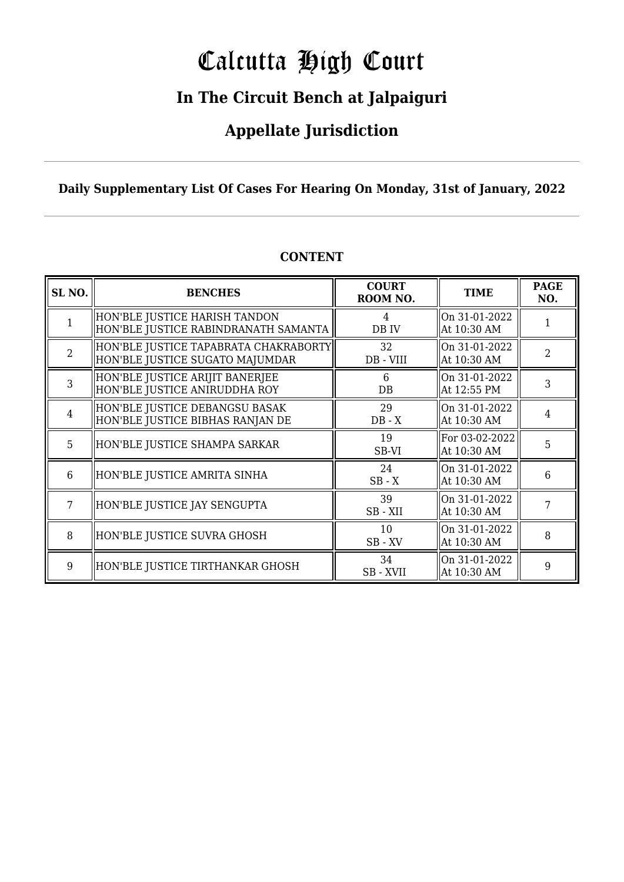# Calcutta High Court

## In The Circuit Bench at Jalpaiguri

## Appellate Jurisdiction

**Daily Supplementary List Of Cases For Hearing On Monday, 31st of January, 2022**

**CONTENT**

| SL NO. | BENCHES | COURT ROOM NO. | TIME | PAGE NO. |
|---|---|---|---|---|
| 1 | HON'BLE JUSTICE HARISH TANDON<br>HON'BLE JUSTICE RABINDRANATH SAMANTA | 4<br>DB IV | On 31-01-2022<br>At 10:30 AM | 1 |
| 2 | HON'BLE JUSTICE TAPABRATA CHAKRABORTY<br>HON'BLE JUSTICE SUGATO MAJUMDAR | 32<br>DB - VIII | On 31-01-2022<br>At 10:30 AM | 2 |
| 3 | HON'BLE JUSTICE ARIJIT BANERJEE<br>HON'BLE JUSTICE ANIRUDDHA ROY | 6<br>DB | On 31-01-2022<br>At 12:55 PM | 3 |
| 4 | HON'BLE JUSTICE DEBANGSU BASAK<br>HON'BLE JUSTICE BIBHAS RANJAN DE | 29<br>DB - X | On 31-01-2022<br>At 10:30 AM | 4 |
| 5 | HON'BLE JUSTICE SHAMPA SARKAR | 19<br>SB-VI | For 03-02-2022<br>At 10:30 AM | 5 |
| 6 | HON'BLE JUSTICE AMRITA SINHA | 24<br>SB - X | On 31-01-2022<br>At 10:30 AM | 6 |
| 7 | HON'BLE JUSTICE JAY SENGUPTA | 39<br>SB - XII | On 31-01-2022<br>At 10:30 AM | 7 |
| 8 | HON'BLE JUSTICE SUVRA GHOSH | 10<br>SB - XV | On 31-01-2022<br>At 10:30 AM | 8 |
| 9 | HON'BLE JUSTICE TIRTHANKAR GHOSH | 34<br>SB - XVII | On 31-01-2022<br>At 10:30 AM | 9 |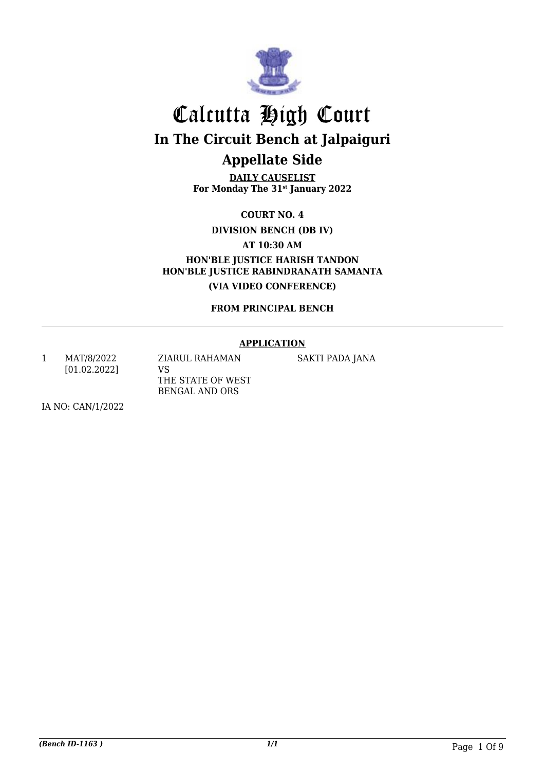# Calcutta High Court

## In The Circuit Bench at Jalpaiguri

## Appellate Side

**DAILY CAUSELIST**
**For Monday The 31st January 2022**

**COURT NO. 4**

**DIVISION BENCH (DB IV)**

**AT 10:30 AM**

**HON'BLE JUSTICE HARISH TANDON**
**HON'BLE JUSTICE RABINDRANATH SAMANTA**

**(VIA VIDEO CONFERENCE)**

**FROM PRINCIPAL BENCH**

---

**APPLICATION**

| | | | |
|---|---|---|---|
| 1 | MAT/8/2022 [01.02.2022] | ZIARUL RAHAMAN VS THE STATE OF WEST BENGAL AND ORS | SAKTI PADA JANA |

IA NO: CAN/1/2022

*(Bench ID-1163 )* 1/1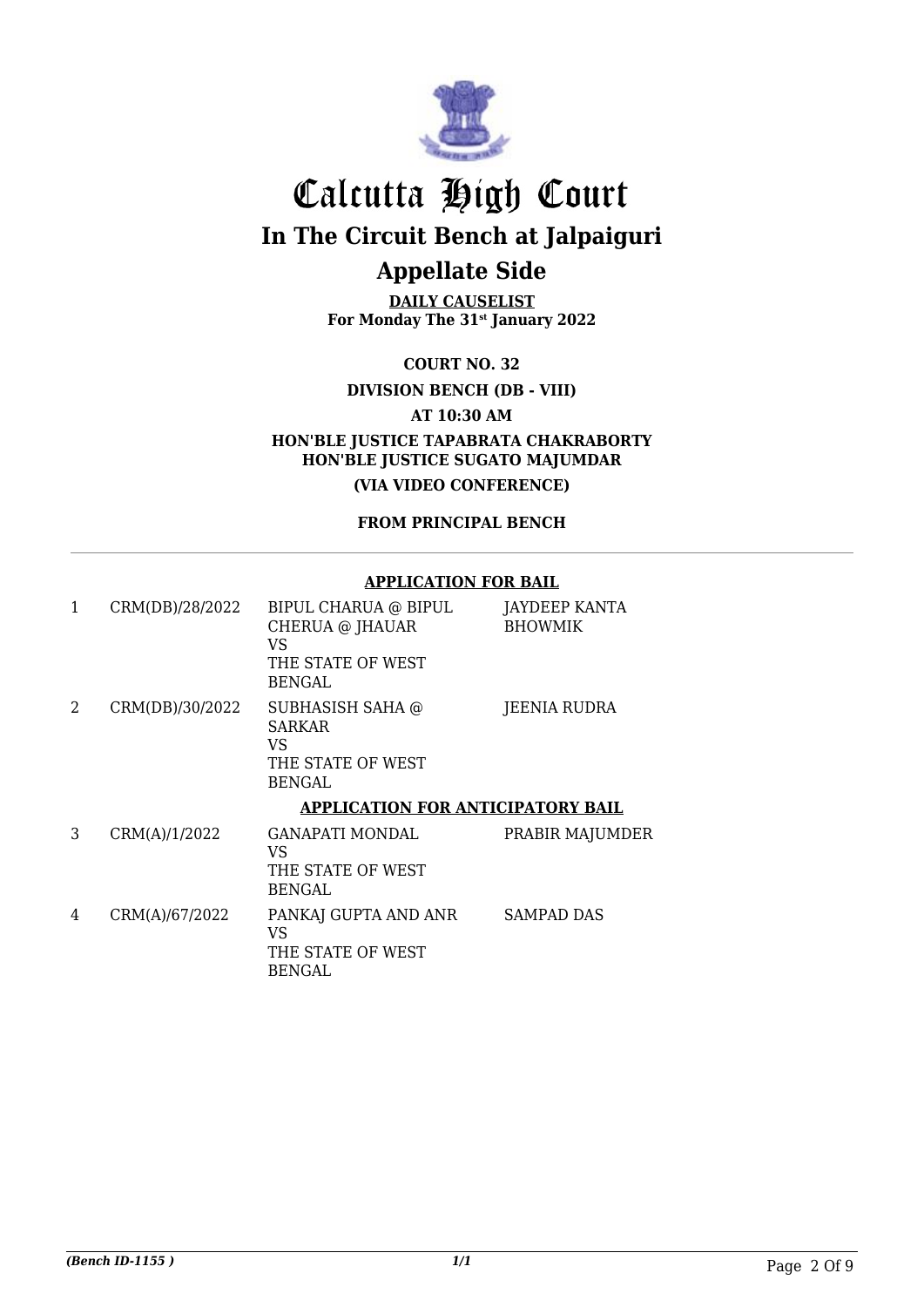# Calcutta High Court

## In The Circuit Bench at Jalpaiguri

## Appellate Side

**DAILY CAUSELIST**
**For Monday The 31st January 2022**

**COURT NO. 32**

**DIVISION BENCH (DB - VIII)**

**AT 10:30 AM**

**HON'BLE JUSTICE TAPABRATA CHAKRABORTY**
**HON'BLE JUSTICE SUGATO MAJUMDAR**

**(VIA VIDEO CONFERENCE)**

**FROM PRINCIPAL BENCH**

---

**APPLICATION FOR BAIL**

| | | | |
|---|---|---|---|
| 1 | CRM(DB)/28/2022 | BIPUL CHARUA @ BIPUL CHERUA @ JHAUAR<br>VS<br>THE STATE OF WEST BENGAL | JAYDEEP KANTA BHOWMIK |
| 2 | CRM(DB)/30/2022 | SUBHASISH SAHA @ SARKAR<br>VS<br>THE STATE OF WEST BENGAL | JEENIA RUDRA |

**APPLICATION FOR ANTICIPATORY BAIL**

| | | | |
|---|---|---|---|
| 3 | CRM(A)/1/2022 | GANAPATI MONDAL<br>VS<br>THE STATE OF WEST BENGAL | PRABIR MAJUMDER |
| 4 | CRM(A)/67/2022 | PANKAJ GUPTA AND ANR<br>VS<br>THE STATE OF WEST BENGAL | SAMPAD DAS |

*(Bench ID-1155 )*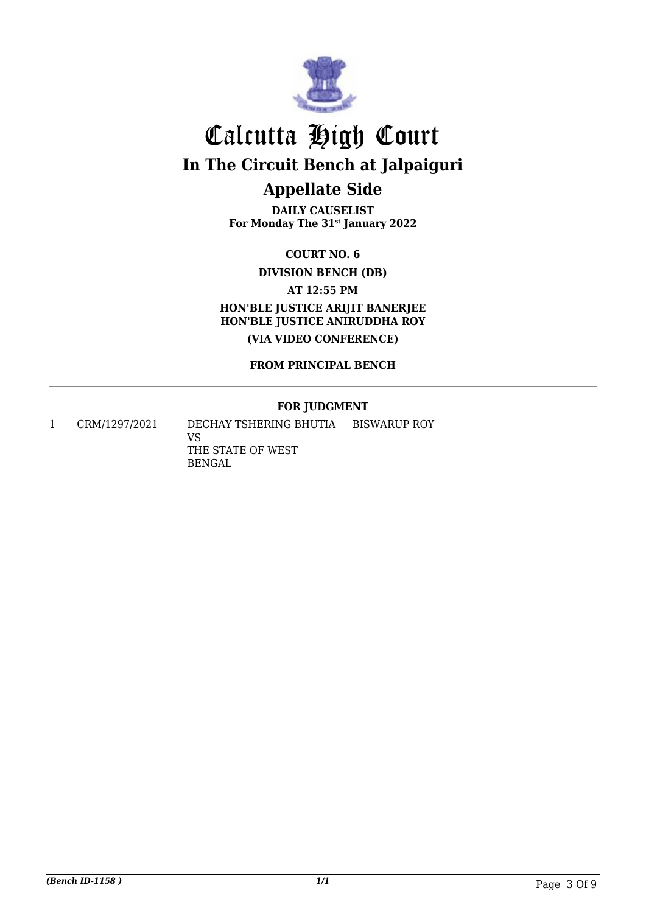# Calcutta High Court

## In The Circuit Bench at Jalpaiguri

## Appellate Side

**DAILY CAUSELIST**
**For Monday The 31st January 2022**

**COURT NO. 6**

**DIVISION BENCH (DB)**

**AT 12:55 PM**

**HON'BLE JUSTICE ARIJIT BANERJEE**
**HON'BLE JUSTICE ANIRUDDHA ROY**

**(VIA VIDEO CONFERENCE)**

**FROM PRINCIPAL BENCH**

---

**FOR JUDGMENT**

| | | | |
|---|---|---|---|
| 1 | CRM/1297/2021 | DECHAY TSHERING BHUTIA VS THE STATE OF WEST BENGAL | BISWARUP ROY |

*(Bench ID-1158 )* *1/1*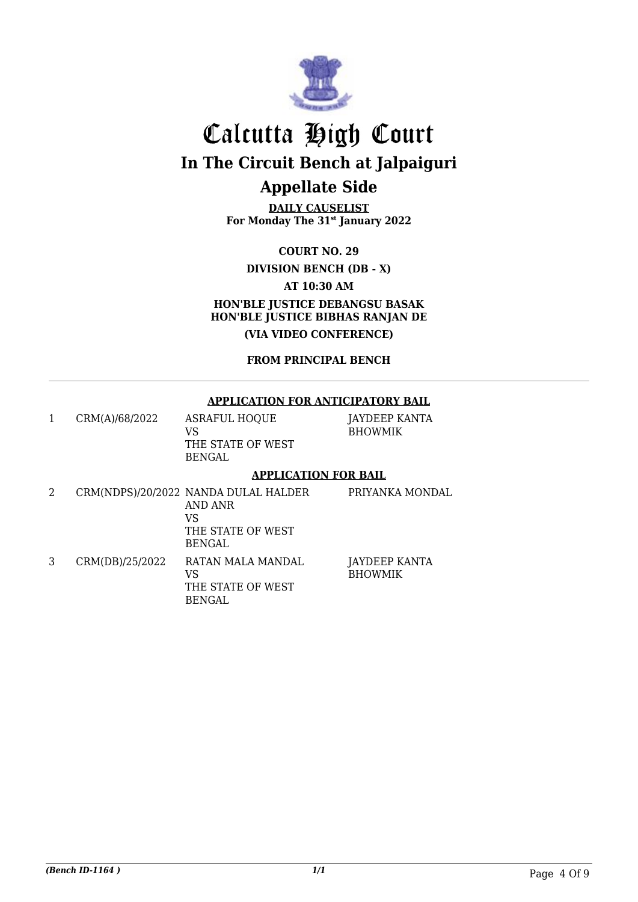# Calcutta High Court

## In The Circuit Bench at Jalpaiguri

## Appellate Side

**DAILY CAUSELIST**
**For Monday The 31st January 2022**

**COURT NO. 29**

**DIVISION BENCH (DB - X)**

**AT 10:30 AM**

**HON'BLE JUSTICE DEBANGSU BASAK**
**HON'BLE JUSTICE BIBHAS RANJAN DE**

**(VIA VIDEO CONFERENCE)**

**FROM PRINCIPAL BENCH**

---

**APPLICATION FOR ANTICIPATORY BAIL**

| | | | |
|---|---|---|---|
| 1 | CRM(A)/68/2022 | ASRAFUL HOQUE VS THE STATE OF WEST BENGAL | JAYDEEP KANTA BHOWMIK |

**APPLICATION FOR BAIL**

| | | | |
|---|---|---|---|
| 2 | CRM(NDPS)/20/2022 | NANDA DULAL HALDER AND ANR VS THE STATE OF WEST BENGAL | PRIYANKA MONDAL |
| 3 | CRM(DB)/25/2022 | RATAN MALA MANDAL VS THE STATE OF WEST BENGAL | JAYDEEP KANTA BHOWMIK |

*(Bench ID-1164 )* 1/1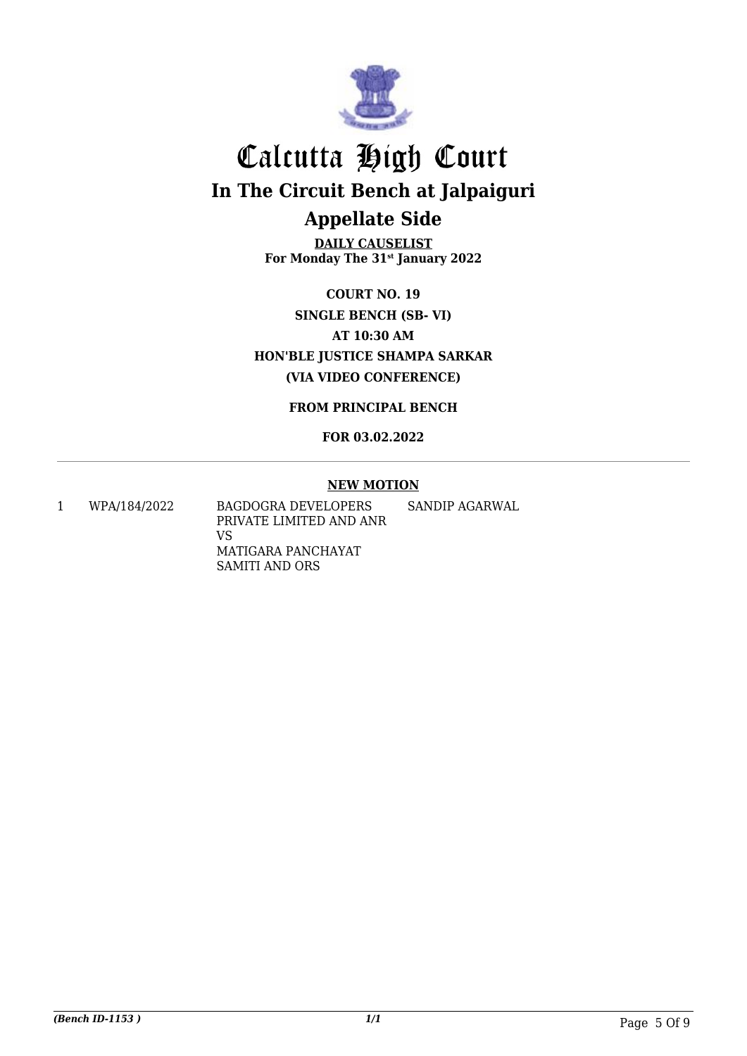# Calcutta High Court

## In The Circuit Bench at Jalpaiguri

## Appellate Side

**DAILY CAUSELIST**
**For Monday The 31st January 2022**

**COURT NO. 19**
**SINGLE BENCH (SB- VI)**
**AT 10:30 AM**
**HON'BLE JUSTICE SHAMPA SARKAR**
**(VIA VIDEO CONFERENCE)**

**FROM PRINCIPAL BENCH**

**FOR 03.02.2022**

---

**NEW MOTION**

| | | | |
|---|---|---|---|
| 1 | WPA/184/2022 | BAGDOGRA DEVELOPERS PRIVATE LIMITED AND ANR VS MATIGARA PANCHAYAT SAMITI AND ORS | SANDIP AGARWAL |

*(Bench ID-1153 )*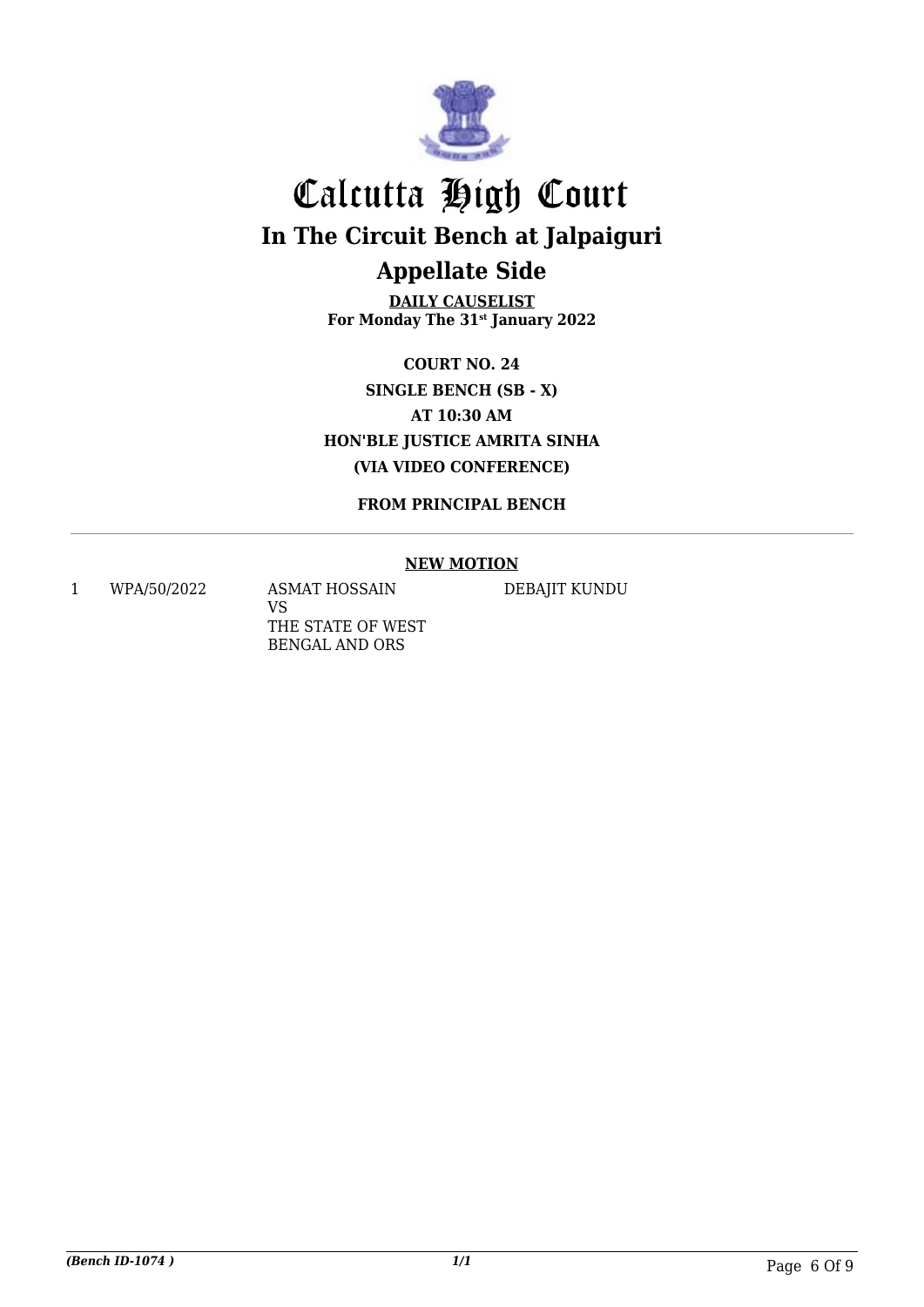# Calcutta High Court

## In The Circuit Bench at Jalpaiguri

## Appellate Side

**DAILY CAUSELIST**
**For Monday The 31st January 2022**

**COURT NO. 24**
**SINGLE BENCH (SB - X)**
**AT 10:30 AM**
**HON'BLE JUSTICE AMRITA SINHA**
**(VIA VIDEO CONFERENCE)**

**FROM PRINCIPAL BENCH**

---

**NEW MOTION**

| | | | |
|---|---|---|---|
| 1 | WPA/50/2022 | ASMAT HOSSAIN VS THE STATE OF WEST BENGAL AND ORS | DEBAJIT KUNDU |

*(Bench ID-1074 )* *1/1*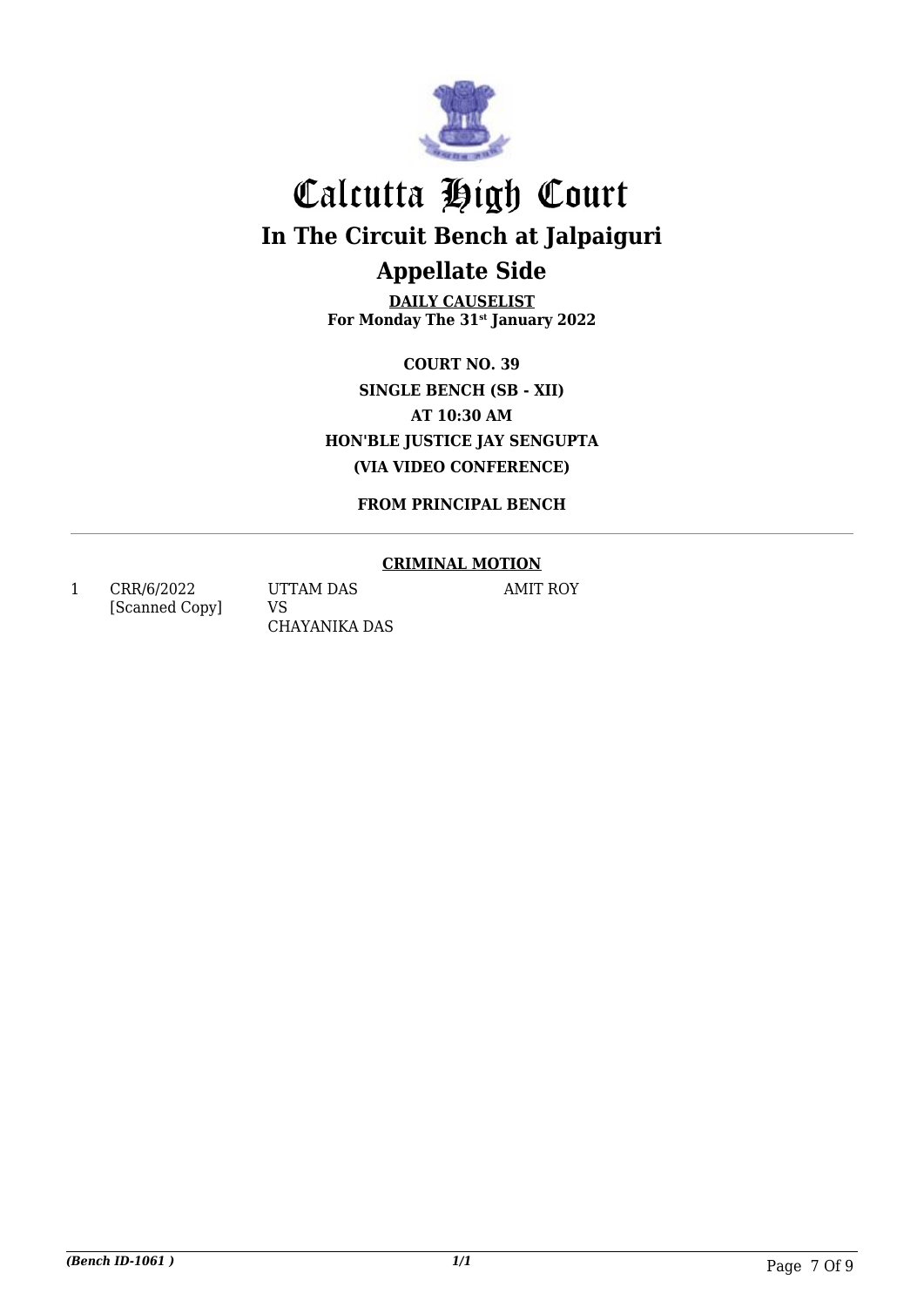# Calcutta High Court

## In The Circuit Bench at Jalpaiguri

## Appellate Side

**DAILY CAUSELIST**
**For Monday The 31st January 2022**

**COURT NO. 39**
**SINGLE BENCH (SB - XII)**
**AT 10:30 AM**
**HON'BLE JUSTICE JAY SENGUPTA**
**(VIA VIDEO CONFERENCE)**

**FROM PRINCIPAL BENCH**

**CRIMINAL MOTION**

| | | | |
|---|---|---|---|
| 1 | CRR/6/2022 [Scanned Copy] | UTTAM DAS VS CHAYANIKA DAS | AMIT ROY |

*(Bench ID-1061 )*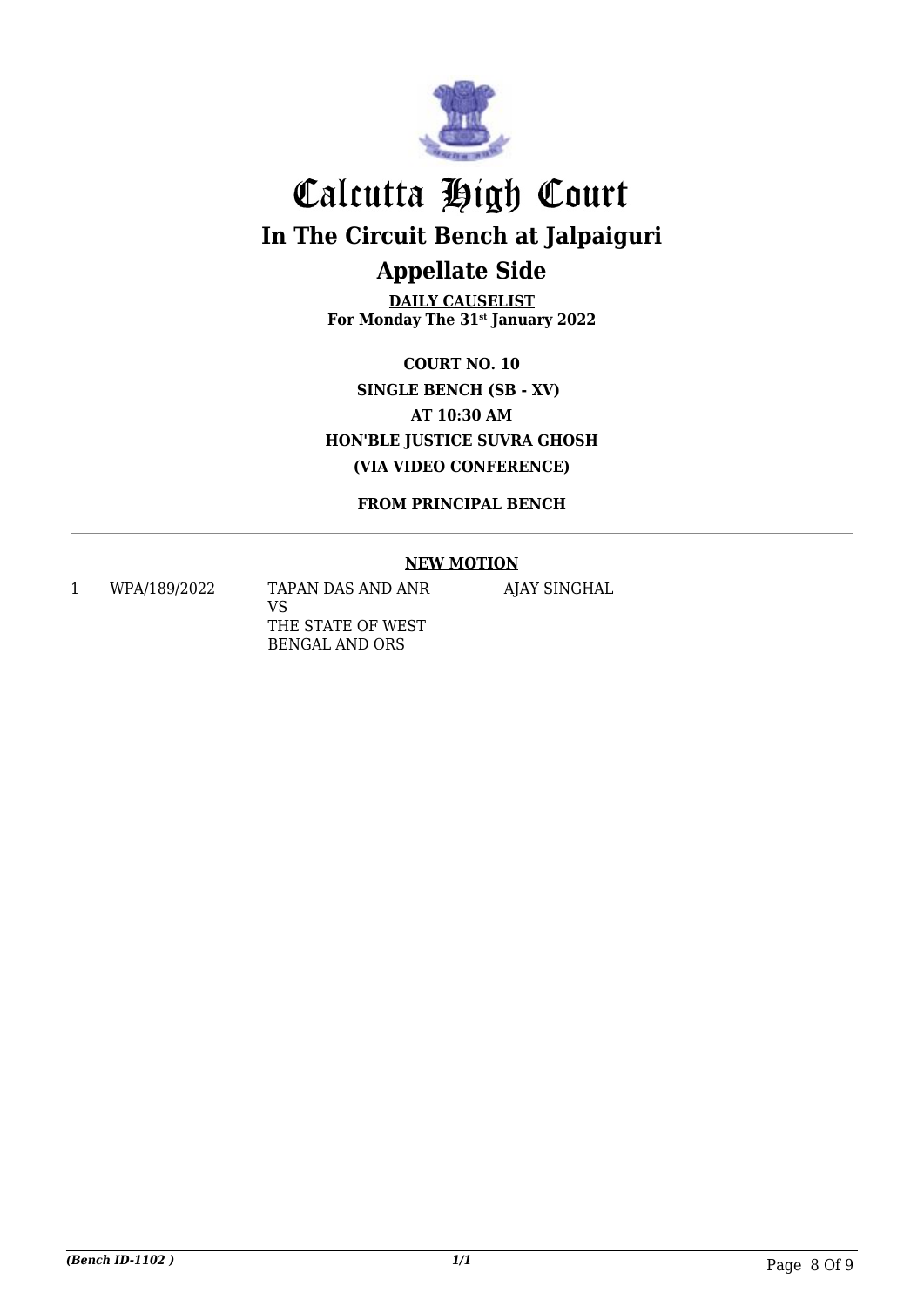# Calcutta High Court

## In The Circuit Bench at Jalpaiguri

## Appellate Side

**DAILY CAUSELIST**
**For Monday The 31st January 2022**

**COURT NO. 10**
**SINGLE BENCH (SB - XV)**
**AT 10:30 AM**
**HON'BLE JUSTICE SUVRA GHOSH**
**(VIA VIDEO CONFERENCE)**

**FROM PRINCIPAL BENCH**

**NEW MOTION**

| | | | |
|---|---|---|---|
| 1 | WPA/189/2022 | TAPAN DAS AND ANR<br>VS<br>THE STATE OF WEST BENGAL AND ORS | AJAY SINGHAL |

*(Bench ID-1102 )*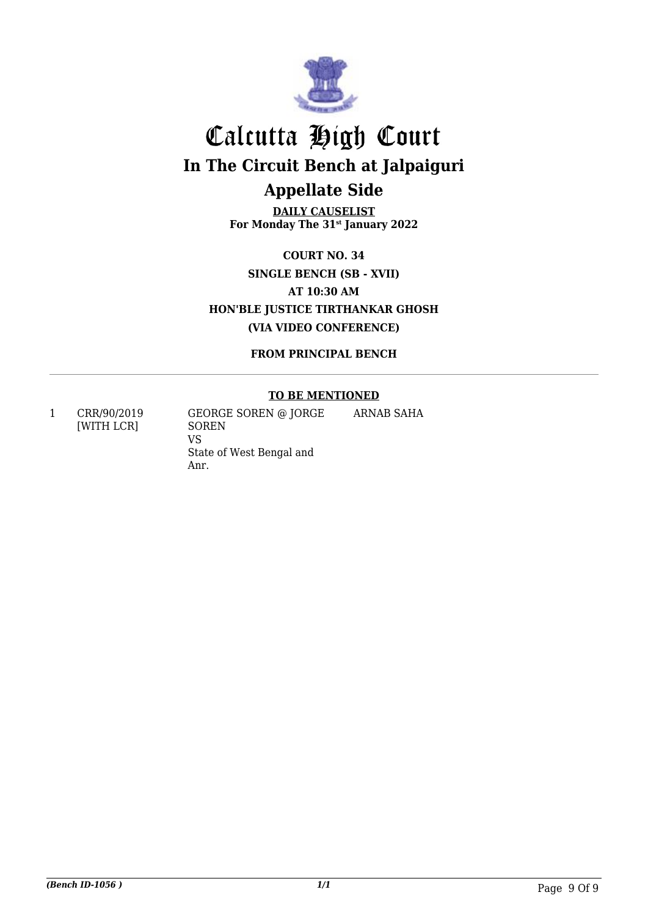# Calcutta High Court

## In The Circuit Bench at Jalpaiguri

## Appellate Side

**DAILY CAUSELIST**
**For Monday The 31st January 2022**

**COURT NO. 34**
**SINGLE BENCH (SB - XVII)**
**AT 10:30 AM**
**HON'BLE JUSTICE TIRTHANKAR GHOSH**
**(VIA VIDEO CONFERENCE)**

**FROM PRINCIPAL BENCH**

**TO BE MENTIONED**

| | | | |
|---|---|---|---|
| 1 | CRR/90/2019 [WITH LCR] | GEORGE SOREN @ JORGE SOREN VS State of West Bengal and Anr. | ARNAB SAHA |

*(Bench ID-1056 )*